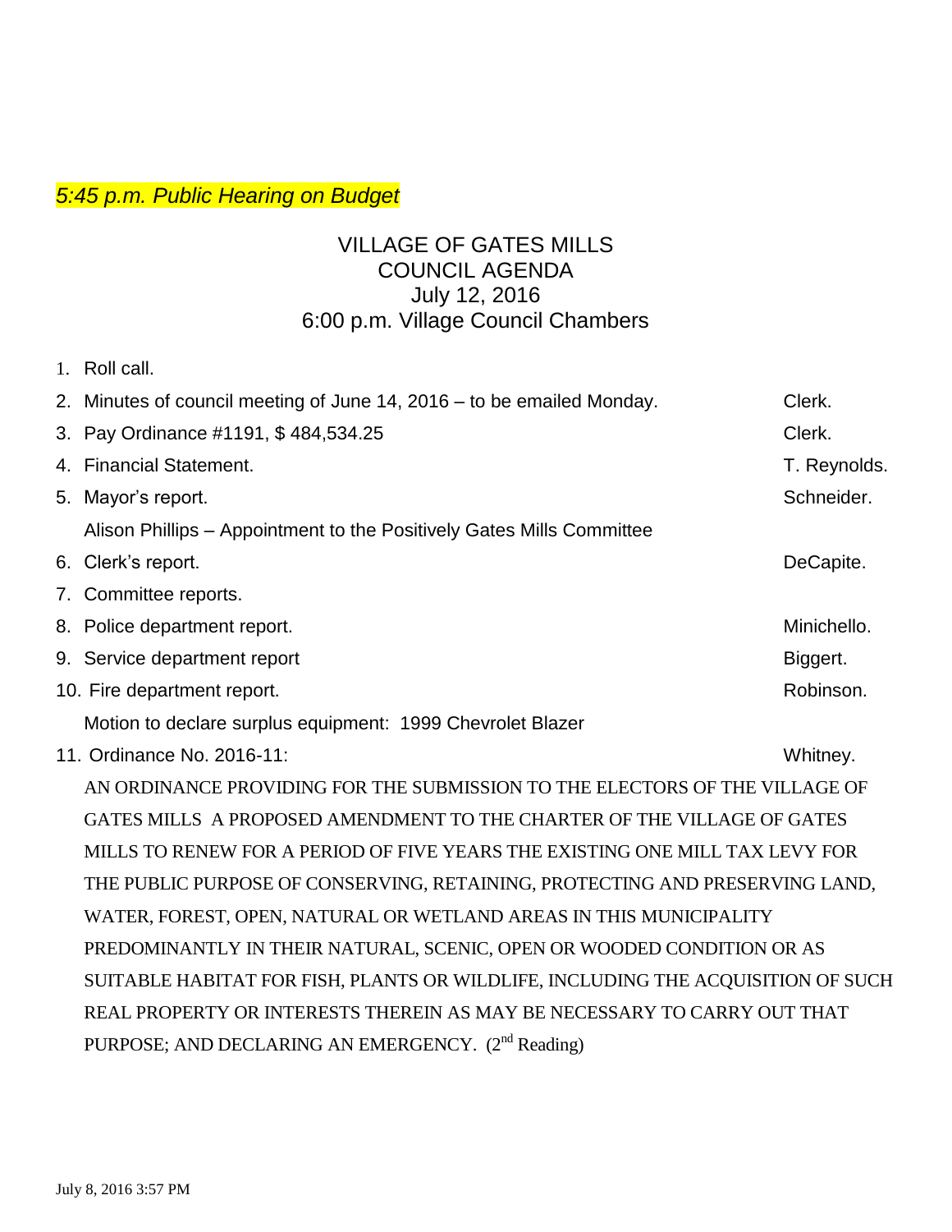*5:45 p.m. Public Hearing on Budget*

# VILLAGE OF GATES MILLS
## COUNCIL AGENDA
## July 12, 2016
## 6:00 p.m. Village Council Chambers

1. Roll call.
2. Minutes of council meeting of June 14, 2016 – to be emailed Monday. — Clerk.
3. Pay Ordinance #1191, $ 484,534.25 — Clerk.
4. Financial Statement. — T. Reynolds.
5. Mayor's report. — Schneider.
   Alison Phillips – Appointment to the Positively Gates Mills Committee
6. Clerk's report. — DeCapite.
7. Committee reports.
8. Police department report. — Minichello.
9. Service department report — Biggert.
10. Fire department report. — Robinson.
    Motion to declare surplus equipment: 1999 Chevrolet Blazer
11. Ordinance No. 2016-11: — Whitney.
    AN ORDINANCE PROVIDING FOR THE SUBMISSION TO THE ELECTORS OF THE VILLAGE OF GATES MILLS A PROPOSED AMENDMENT TO THE CHARTER OF THE VILLAGE OF GATES MILLS TO RENEW FOR A PERIOD OF FIVE YEARS THE EXISTING ONE MILL TAX LEVY FOR THE PUBLIC PURPOSE OF CONSERVING, RETAINING, PROTECTING AND PRESERVING LAND, WATER, FOREST, OPEN, NATURAL OR WETLAND AREAS IN THIS MUNICIPALITY PREDOMINANTLY IN THEIR NATURAL, SCENIC, OPEN OR WOODED CONDITION OR AS SUITABLE HABITAT FOR FISH, PLANTS OR WILDLIFE, INCLUDING THE ACQUISITION OF SUCH REAL PROPERTY OR INTERESTS THEREIN AS MAY BE NECESSARY TO CARRY OUT THAT PURPOSE; AND DECLARING AN EMERGENCY. (2nd Reading)

July 8, 2016 3:57 PM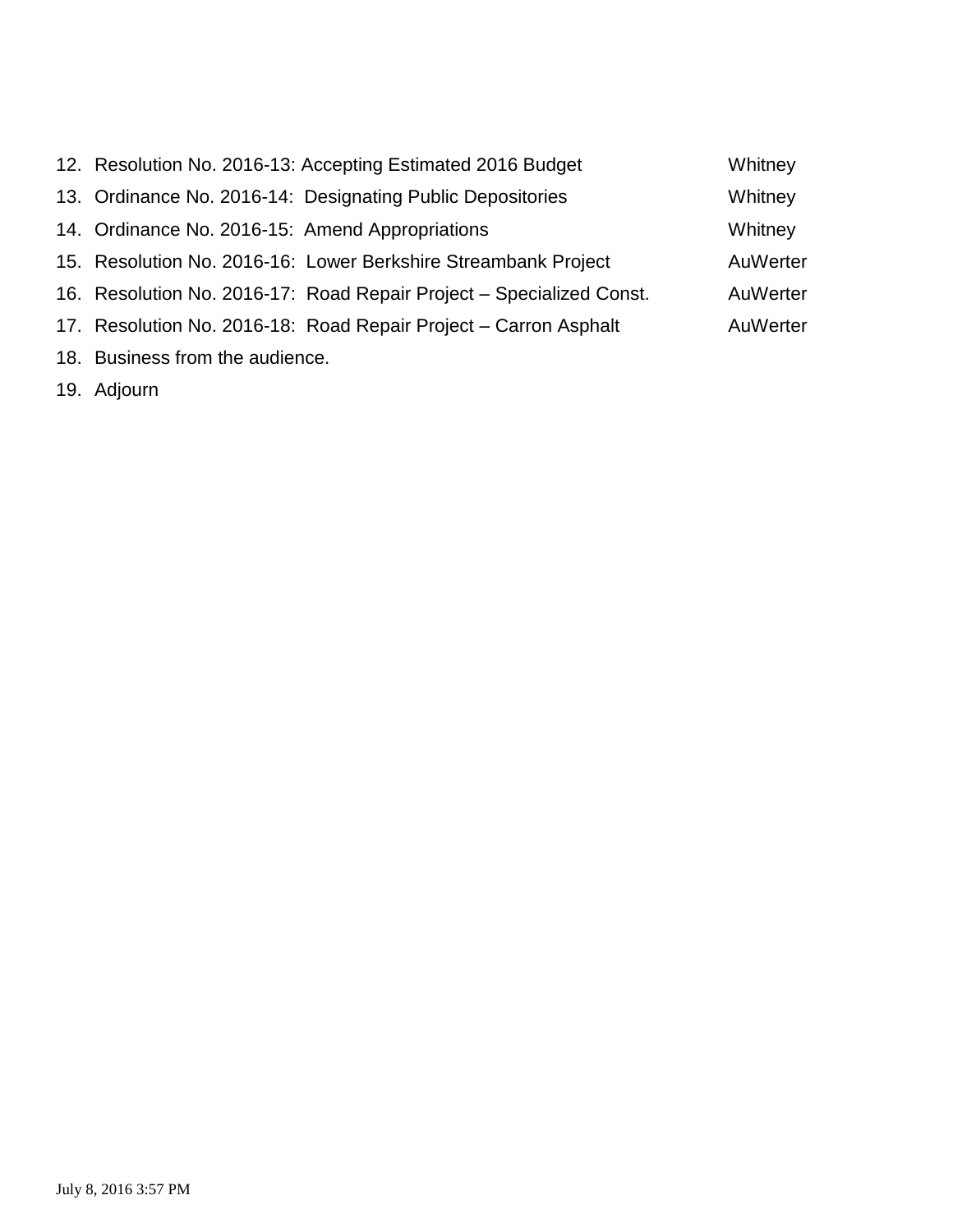12. Resolution No. 2016-13: Accepting Estimated 2016 Budget — Whitney
13. Ordinance No. 2016-14: Designating Public Depositories — Whitney
14. Ordinance No. 2016-15: Amend Appropriations — Whitney
15. Resolution No. 2016-16: Lower Berkshire Streambank Project — AuWerter
16. Resolution No. 2016-17: Road Repair Project – Specialized Const. — AuWerter
17. Resolution No. 2016-18: Road Repair Project – Carron Asphalt — AuWerter
18. Business from the audience.
19. Adjourn

July 8, 2016 3:57 PM